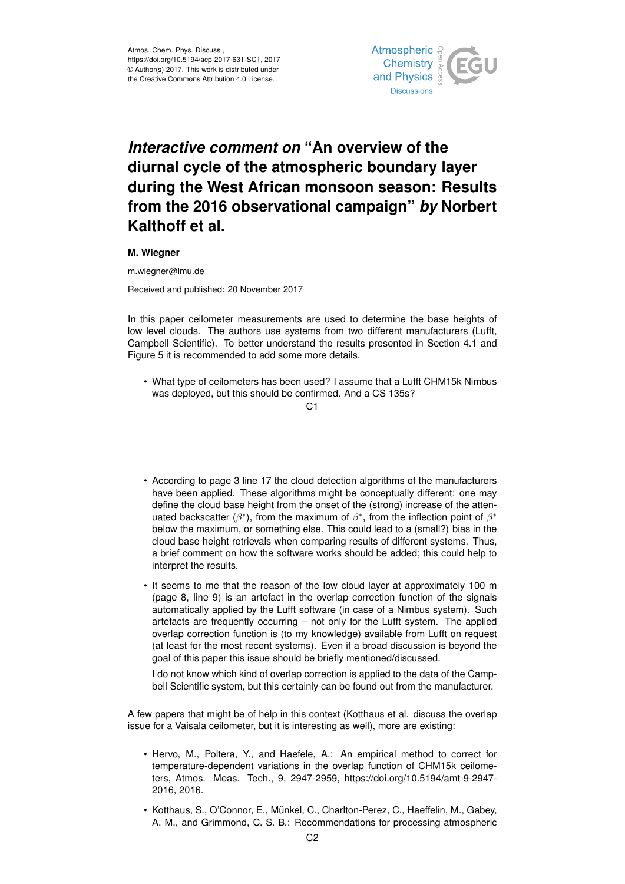# *Interactive comment on* "An overview of the diurnal cycle of the atmospheric boundary layer during the West African monsoon season: Results from the 2016 observational campaign" *by* Norbert Kalthoff et al.

**M. Wiegner**

m.wiegner@lmu.de

Received and published: 20 November 2017

In this paper ceilometer measurements are used to determine the base heights of low level clouds. The authors use systems from two different manufacturers (Lufft, Campbell Scientific). To better understand the results presented in Section 4.1 and Figure 5 it is recommended to add some more details.

- What type of ceilometers has been used? I assume that a Lufft CHM15k Nimbus was deployed, but this should be confirmed. And a CS 135s?
- According to page 3 line 17 the cloud detection algorithms of the manufacturers have been applied. These algorithms might be conceptually different: one may define the cloud base height from the onset of the (strong) increase of the attenuated backscatter ($\beta^*$), from the maximum of $\beta^*$, from the inflection point of $\beta^*$ below the maximum, or something else. This could lead to a (small?) bias in the cloud base height retrievals when comparing results of different systems. Thus, a brief comment on how the software works should be added; this could help to interpret the results.
- It seems to me that the reason of the low cloud layer at approximately 100 m (page 8, line 9) is an artefact in the overlap correction function of the signals automatically applied by the Lufft software (in case of a Nimbus system). Such artefacts are frequently occurring – not only for the Lufft system. The applied overlap correction function is (to my knowledge) available from Lufft on request (at least for the most recent systems). Even if a broad discussion is beyond the goal of this paper this issue should be briefly mentioned/discussed.

  I do not know which kind of overlap correction is applied to the data of the Campbell Scientific system, but this certainly can be found out from the manufacturer.

A few papers that might be of help in this context (Kotthaus et al. discuss the overlap issue for a Vaisala ceilometer, but it is interesting as well), more are existing:

- Hervo, M., Poltera, Y., and Haefele, A.: An empirical method to correct for temperature-dependent variations in the overlap function of CHM15k ceilometers, Atmos. Meas. Tech., 9, 2947-2959, https://doi.org/10.5194/amt-9-2947-2016, 2016.
- Kotthaus, S., O'Connor, E., Münkel, C., Charlton-Perez, C., Haeffelin, M., Gabey, A. M., and Grimmond, C. S. B.: Recommendations for processing atmospheric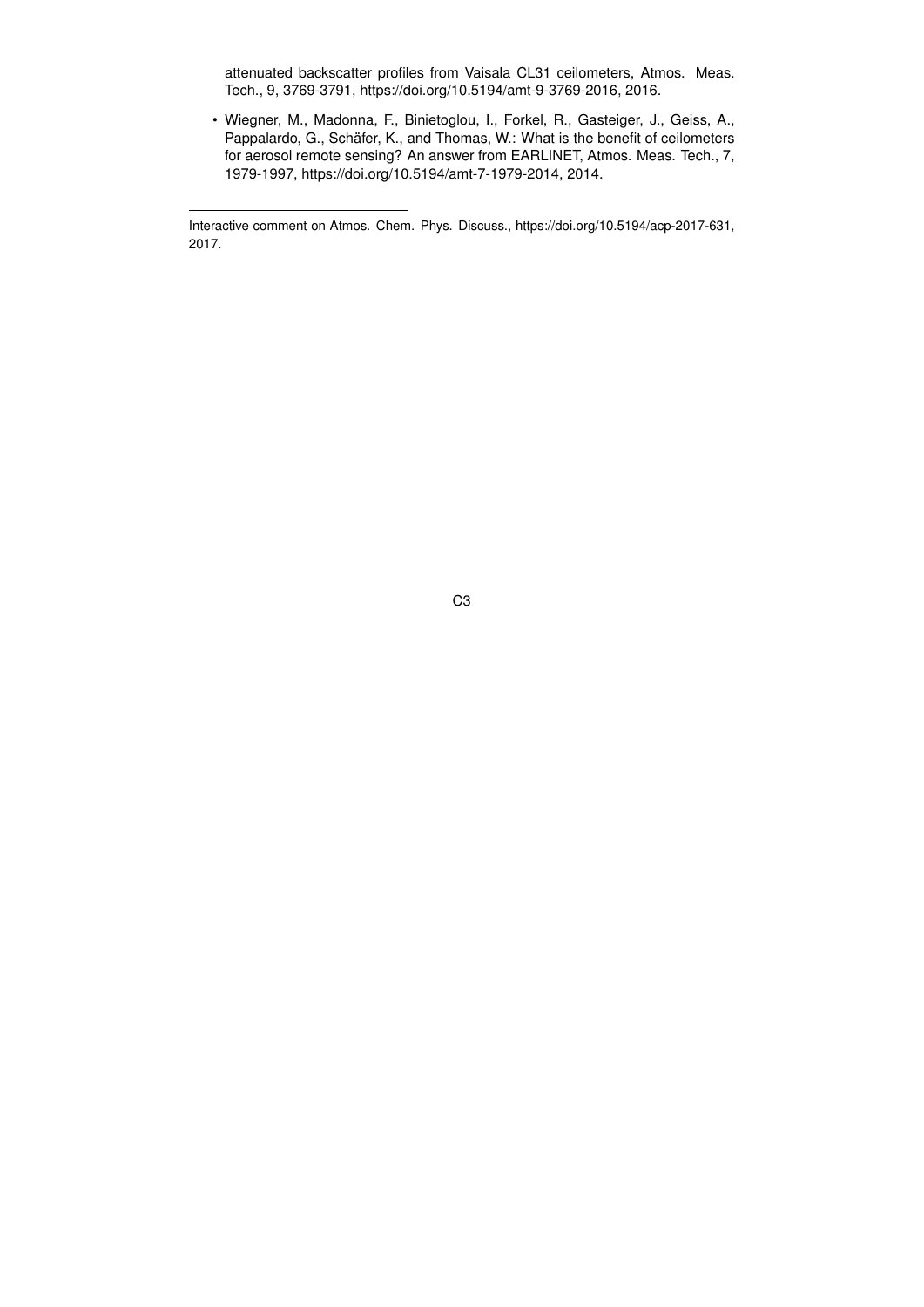attenuated backscatter profiles from Vaisala CL31 ceilometers, Atmos. Meas. Tech., 9, 3769-3791, https://doi.org/10.5194/amt-9-3769-2016, 2016.

- Wiegner, M., Madonna, F., Binietoglou, I., Forkel, R., Gasteiger, J., Geiss, A., Pappalardo, G., Schäfer, K., and Thomas, W.: What is the benefit of ceilometers for aerosol remote sensing? An answer from EARLINET, Atmos. Meas. Tech., 7, 1979-1997, https://doi.org/10.5194/amt-7-1979-2014, 2014.

---

Interactive comment on Atmos. Chem. Phys. Discuss., https://doi.org/10.5194/acp-2017-631, 2017.